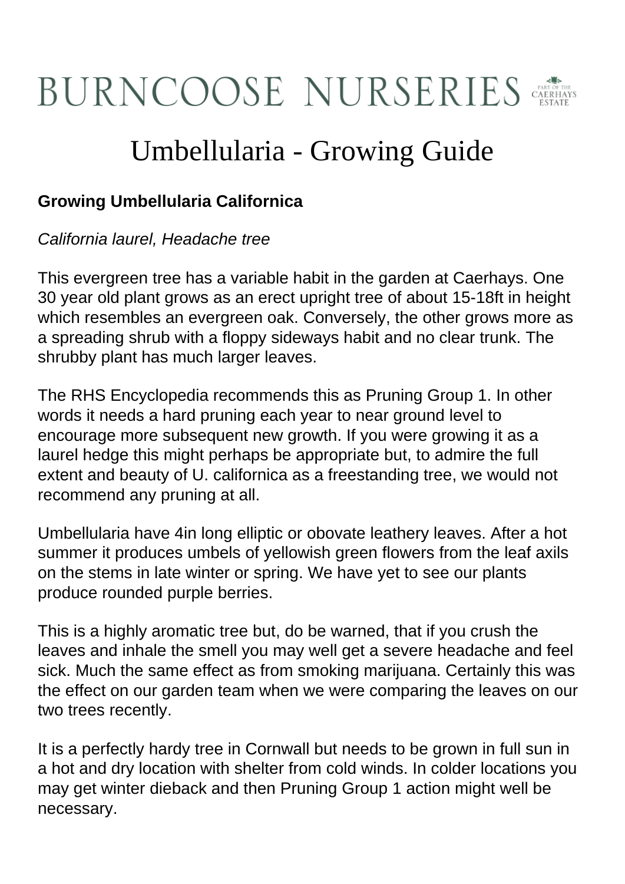# BURNCOOSE NURSERIES

## Umbellularia - Growing Guide

**Growing Umbellularia Californica**

*California laurel, Headache tree*

This evergreen tree has a variable habit in the garden at Caerhays. One 30 year old plant grows as an erect upright tree of about 15-18ft in height which resembles an evergreen oak. Conversely, the other grows more as a spreading shrub with a floppy sideways habit and no clear trunk. The shrubby plant has much larger leaves.

The RHS Encyclopedia recommends this as Pruning Group 1. In other words it needs a hard pruning each year to near ground level to encourage more subsequent new growth. If you were growing it as a laurel hedge this might perhaps be appropriate but, to admire the full extent and beauty of U. californica as a freestanding tree, we would not recommend any pruning at all.

Umbellularia have 4in long elliptic or obovate leathery leaves. After a hot summer it produces umbels of yellowish green flowers from the leaf axils on the stems in late winter or spring. We have yet to see our plants produce rounded purple berries.

This is a highly aromatic tree but, do be warned, that if you crush the leaves and inhale the smell you may well get a severe headache and feel sick. Much the same effect as from smoking marijuana. Certainly this was the effect on our garden team when we were comparing the leaves on our two trees recently.

It is a perfectly hardy tree in Cornwall but needs to be grown in full sun in a hot and dry location with shelter from cold winds. In colder locations you may get winter dieback and then Pruning Group 1 action might well be necessary.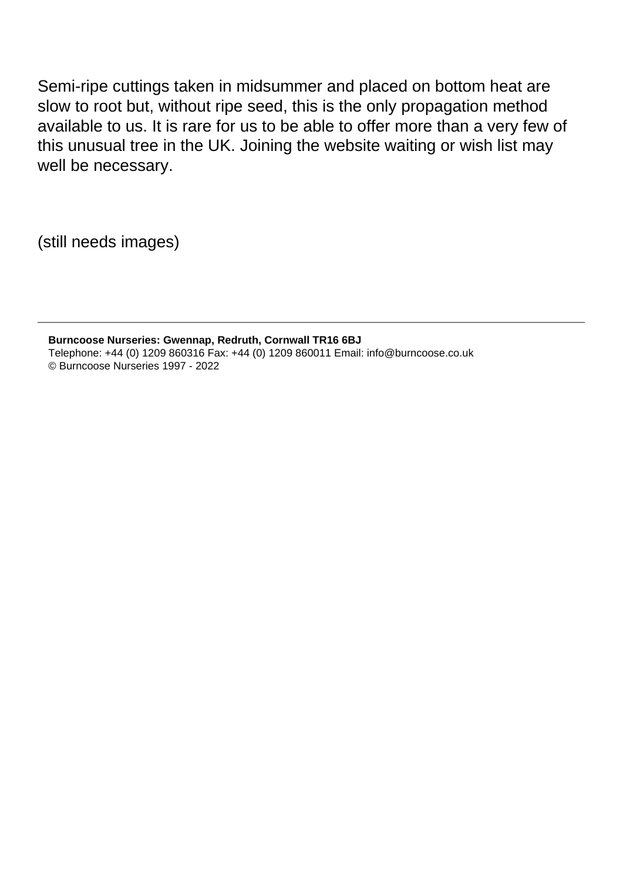Semi-ripe cuttings taken in midsummer and placed on bottom heat are slow to root but, without ripe seed, this is the only propagation method available to us. It is rare for us to be able to offer more than a very few of this unusual tree in the UK. Joining the website waiting or wish list may well be necessary.

(still needs images)

---

**Burncoose Nurseries: Gwennap, Redruth, Cornwall TR16 6BJ**
Telephone: +44 (0) 1209 860316 Fax: +44 (0) 1209 860011 Email: info@burncoose.co.uk
© Burncoose Nurseries 1997 - 2022